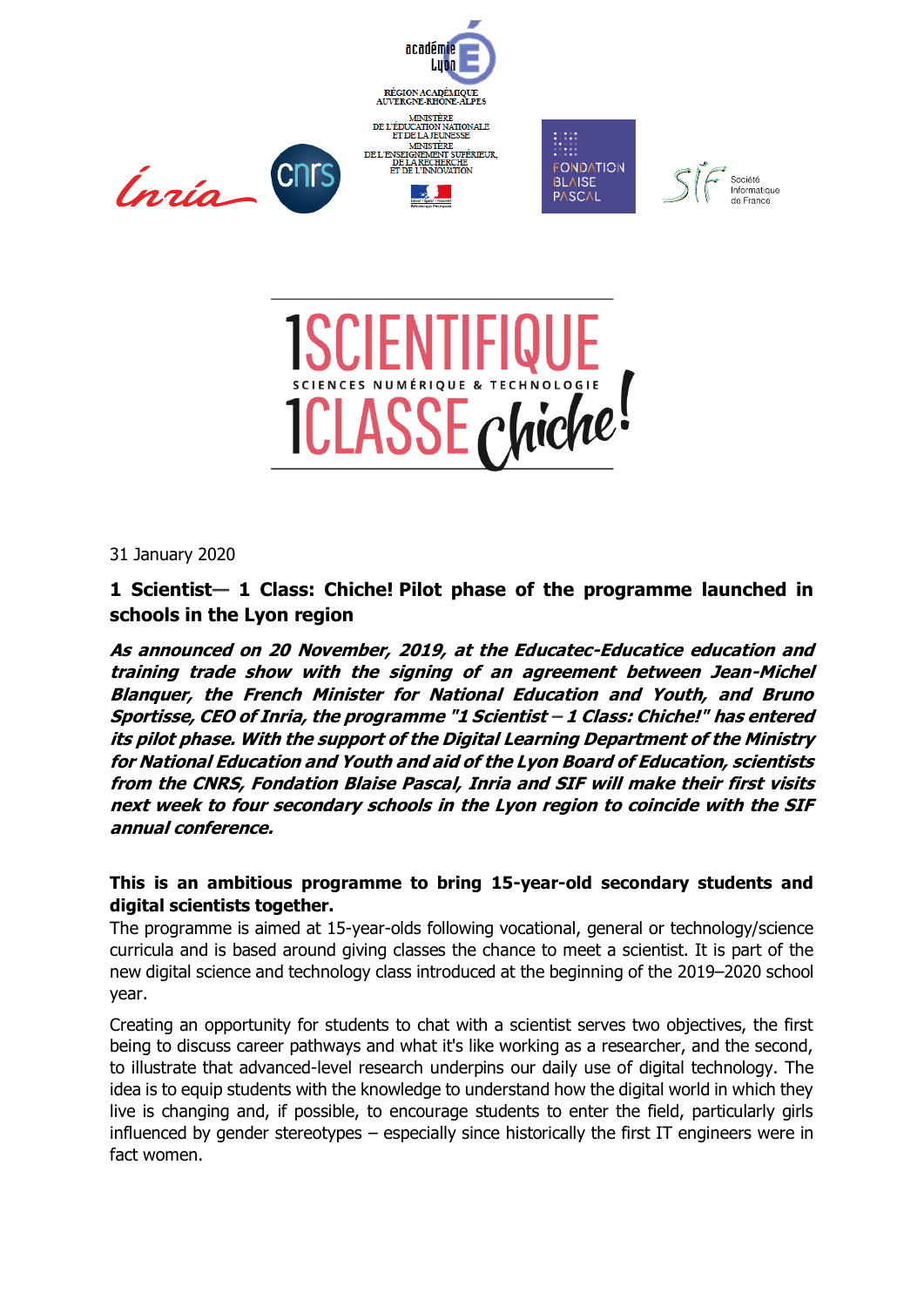académie Lyon

RÉGION ACADÉMIQUE AUVERGNE-RHÔNE-ALPES

MINISTÈRE DE L'ÉDUCATION NATIONALE ET DE LA JEUNESSE
MINISTÈRE DE L'ENSEIGNEMENT SUPÉRIEUR, DE LA RECHERCHE ET DE L'INNOVATION

Inria · CNRS · FONDATION BLAISE PASCAL · SIF Société Informatique de France

# 1SCIENTIFIQUE 1CLASSE Chiche!

SCIENCES NUMÉRIQUE & TECHNOLOGIE

31 January 2020

## 1 Scientist— 1 Class: Chiche! Pilot phase of the programme launched in schools in the Lyon region

***As announced on 20 November, 2019, at the Educatec-Educatice education and training trade show with the signing of an agreement between Jean-Michel Blanquer, the French Minister for National Education and Youth, and Bruno Sportisse, CEO of Inria, the programme "1 Scientist – 1 Class: Chiche!" has entered its pilot phase. With the support of the Digital Learning Department of the Ministry for National Education and Youth and aid of the Lyon Board of Education, scientists from the CNRS, Fondation Blaise Pascal, Inria and SIF will make their first visits next week to four secondary schools in the Lyon region to coincide with the SIF annual conference.***

**This is an ambitious programme to bring 15-year-old secondary students and digital scientists together.**

The programme is aimed at 15-year-olds following vocational, general or technology/science curricula and is based around giving classes the chance to meet a scientist. It is part of the new digital science and technology class introduced at the beginning of the 2019–2020 school year.

Creating an opportunity for students to chat with a scientist serves two objectives, the first being to discuss career pathways and what it's like working as a researcher, and the second, to illustrate that advanced-level research underpins our daily use of digital technology. The idea is to equip students with the knowledge to understand how the digital world in which they live is changing and, if possible, to encourage students to enter the field, particularly girls influenced by gender stereotypes – especially since historically the first IT engineers were in fact women.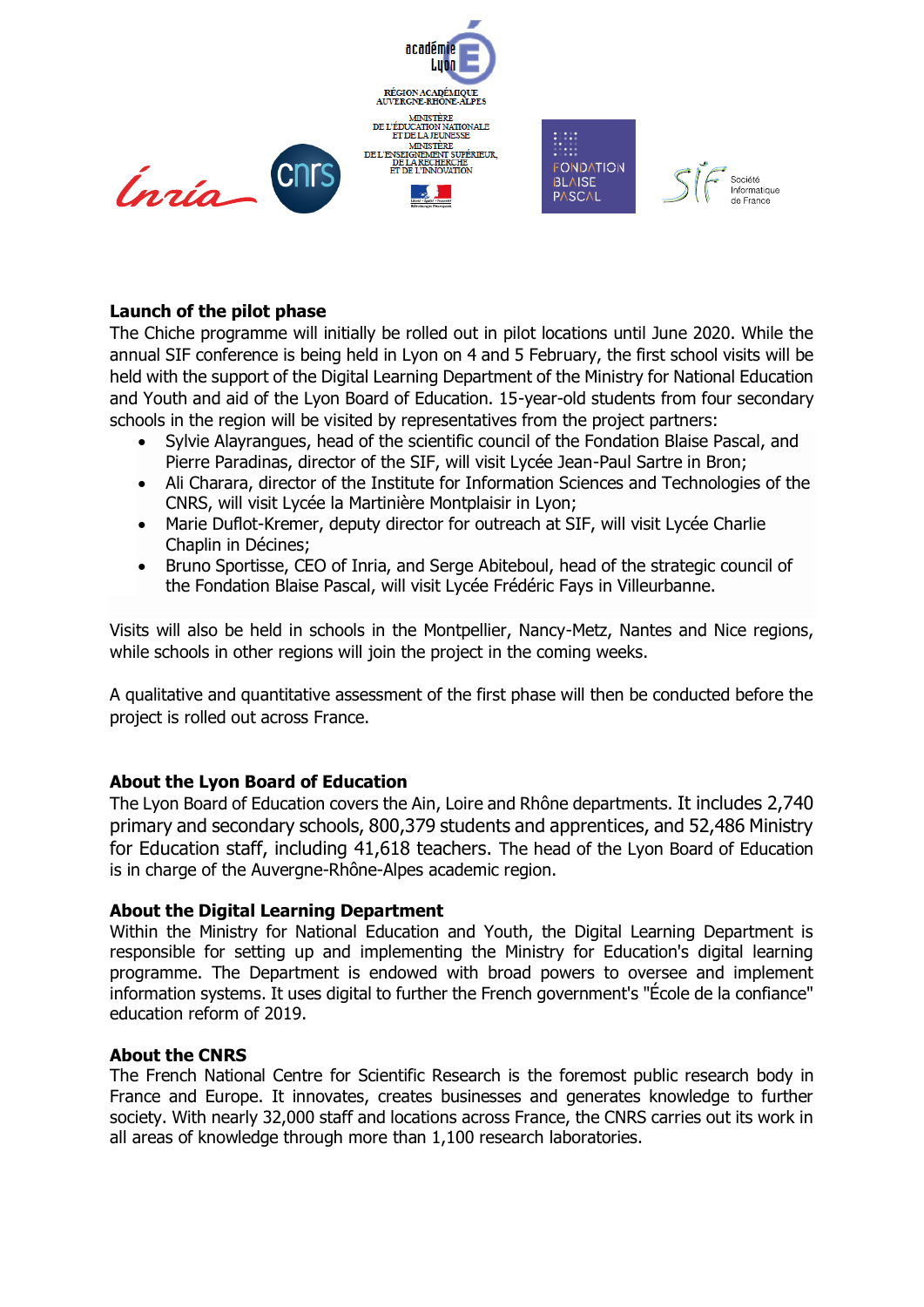**Launch of the pilot phase**

The Chiche programme will initially be rolled out in pilot locations until June 2020. While the annual SIF conference is being held in Lyon on 4 and 5 February, the first school visits will be held with the support of the Digital Learning Department of the Ministry for National Education and Youth and aid of the Lyon Board of Education. 15-year-old students from four secondary schools in the region will be visited by representatives from the project partners:

- Sylvie Alayrangues, head of the scientific council of the Fondation Blaise Pascal, and Pierre Paradinas, director of the SIF, will visit Lycée Jean-Paul Sartre in Bron;
- Ali Charara, director of the Institute for Information Sciences and Technologies of the CNRS, will visit Lycée la Martinière Montplaisir in Lyon;
- Marie Duflot-Kremer, deputy director for outreach at SIF, will visit Lycée Charlie Chaplin in Décines;
- Bruno Sportisse, CEO of Inria, and Serge Abiteboul, head of the strategic council of the Fondation Blaise Pascal, will visit Lycée Frédéric Fays in Villeurbanne.

Visits will also be held in schools in the Montpellier, Nancy-Metz, Nantes and Nice regions, while schools in other regions will join the project in the coming weeks.

A qualitative and quantitative assessment of the first phase will then be conducted before the project is rolled out across France.

**About the Lyon Board of Education**

The Lyon Board of Education covers the Ain, Loire and Rhône departments. It includes 2,740 primary and secondary schools, 800,379 students and apprentices, and 52,486 Ministry for Education staff, including 41,618 teachers. The head of the Lyon Board of Education is in charge of the Auvergne-Rhône-Alpes academic region.

**About the Digital Learning Department**

Within the Ministry for National Education and Youth, the Digital Learning Department is responsible for setting up and implementing the Ministry for Education's digital learning programme. The Department is endowed with broad powers to oversee and implement information systems. It uses digital to further the French government's "École de la confiance" education reform of 2019.

**About the CNRS**

The French National Centre for Scientific Research is the foremost public research body in France and Europe. It innovates, creates businesses and generates knowledge to further society. With nearly 32,000 staff and locations across France, the CNRS carries out its work in all areas of knowledge through more than 1,100 research laboratories.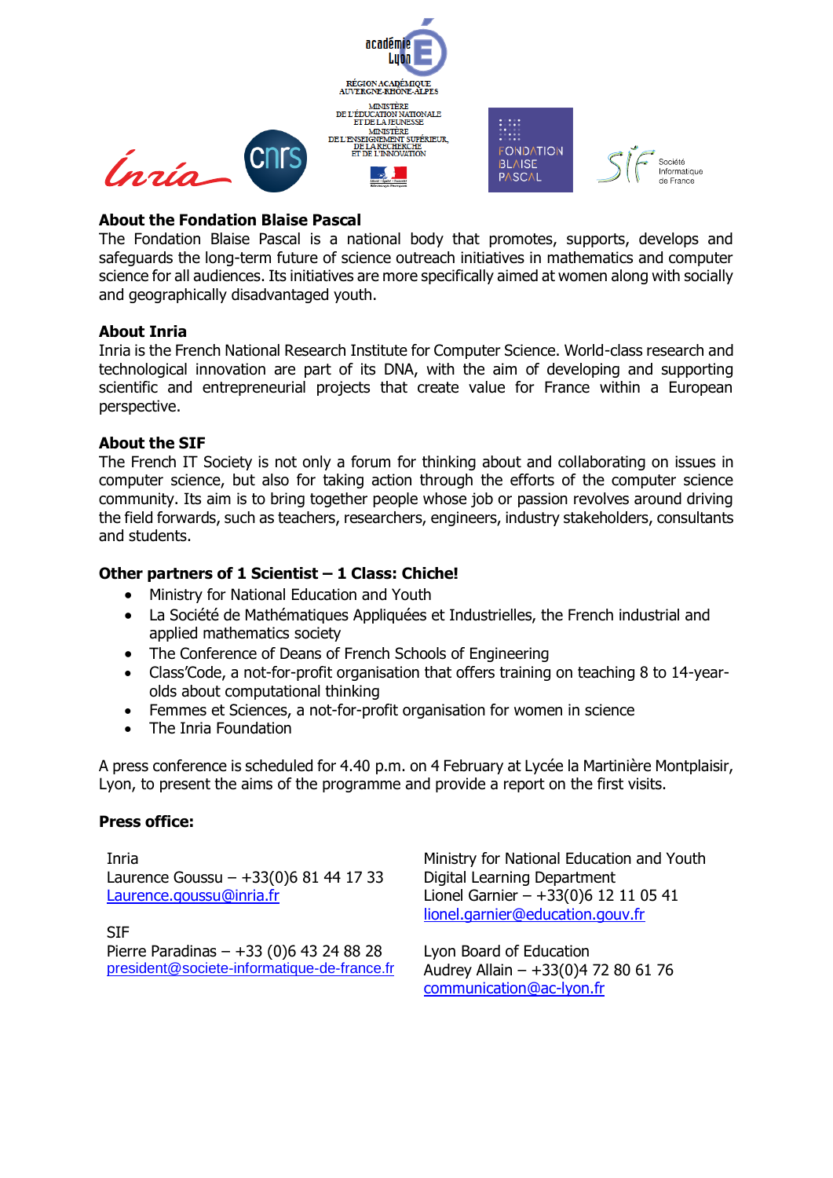**About the Fondation Blaise Pascal**

The Fondation Blaise Pascal is a national body that promotes, supports, develops and safeguards the long-term future of science outreach initiatives in mathematics and computer science for all audiences. Its initiatives are more specifically aimed at women along with socially and geographically disadvantaged youth.

**About Inria**

Inria is the French National Research Institute for Computer Science. World-class research and technological innovation are part of its DNA, with the aim of developing and supporting scientific and entrepreneurial projects that create value for France within a European perspective.

**About the SIF**

The French IT Society is not only a forum for thinking about and collaborating on issues in computer science, but also for taking action through the efforts of the computer science community. Its aim is to bring together people whose job or passion revolves around driving the field forwards, such as teachers, researchers, engineers, industry stakeholders, consultants and students.

**Other partners of 1 Scientist – 1 Class: Chiche!**

- Ministry for National Education and Youth
- La Société de Mathématiques Appliquées et Industrielles, the French industrial and applied mathematics society
- The Conference of Deans of French Schools of Engineering
- Class'Code, a not-for-profit organisation that offers training on teaching 8 to 14-year-olds about computational thinking
- Femmes et Sciences, a not-for-profit organisation for women in science
- The Inria Foundation

A press conference is scheduled for 4.40 p.m. on 4 February at Lycée la Martinière Montplaisir, Lyon, to present the aims of the programme and provide a report on the first visits.

**Press office:**

Inria
Laurence Goussu – +33(0)6 81 44 17 33
Laurence.goussu@inria.fr

SIF
Pierre Paradinas – +33 (0)6 43 24 88 28
president@societe-informatique-de-france.fr

Ministry for National Education and Youth
Digital Learning Department
Lionel Garnier – +33(0)6 12 11 05 41
lionel.garnier@education.gouv.fr

Lyon Board of Education
Audrey Allain – +33(0)4 72 80 61 76
communication@ac-lyon.fr